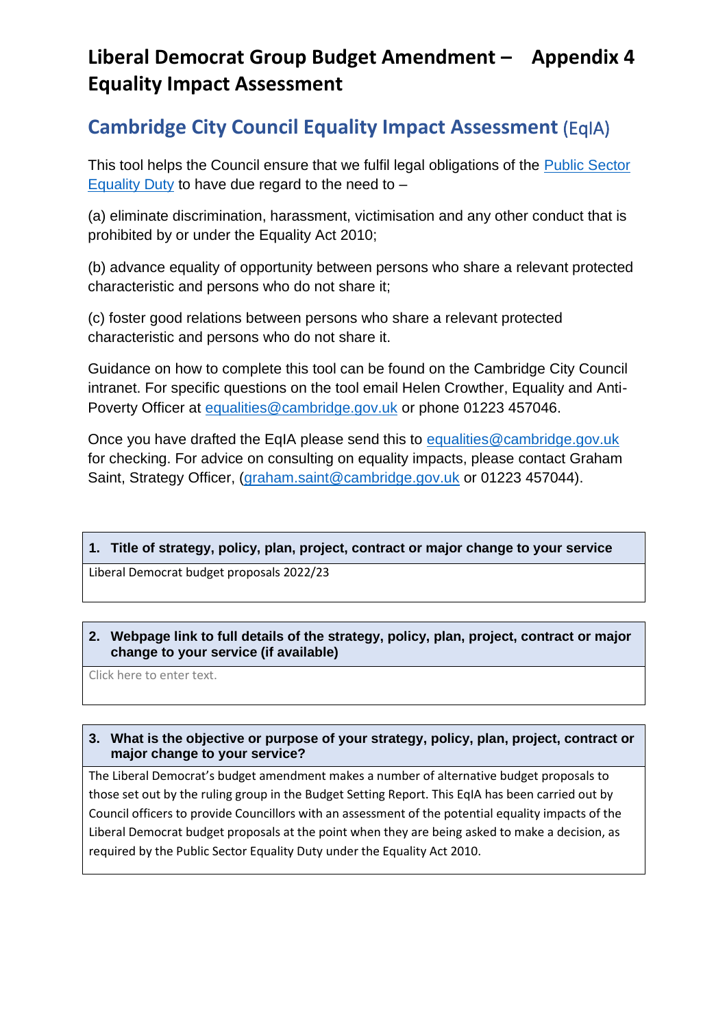# Liberal Democrat Group Budget Amendment – Appendix 4 Equality Impact Assessment

## Cambridge City Council Equality Impact Assessment (EqIA)

This tool helps the Council ensure that we fulfil legal obligations of the Public Sector Equality Duty to have due regard to the need to –

(a) eliminate discrimination, harassment, victimisation and any other conduct that is prohibited by or under the Equality Act 2010;

(b) advance equality of opportunity between persons who share a relevant protected characteristic and persons who do not share it;

(c) foster good relations between persons who share a relevant protected characteristic and persons who do not share it.

Guidance on how to complete this tool can be found on the Cambridge City Council intranet. For specific questions on the tool email Helen Crowther, Equality and Anti-Poverty Officer at equalities@cambridge.gov.uk or phone 01223 457046.

Once you have drafted the EqIA please send this to equalities@cambridge.gov.uk for checking. For advice on consulting on equality impacts, please contact Graham Saint, Strategy Officer, (graham.saint@cambridge.gov.uk or 01223 457044).

| 1. Title of strategy, policy, plan, project, contract or major change to your service |
|---|
| Liberal Democrat budget proposals 2022/23 |

| 2. Webpage link to full details of the strategy, policy, plan, project, contract or major change to your service (if available) |
|---|
| Click here to enter text. |

| 3. What is the objective or purpose of your strategy, policy, plan, project, contract or major change to your service? |
|---|
| The Liberal Democrat's budget amendment makes a number of alternative budget proposals to those set out by the ruling group in the Budget Setting Report. This EqIA has been carried out by Council officers to provide Councillors with an assessment of the potential equality impacts of the Liberal Democrat budget proposals at the point when they are being asked to make a decision, as required by the Public Sector Equality Duty under the Equality Act 2010. |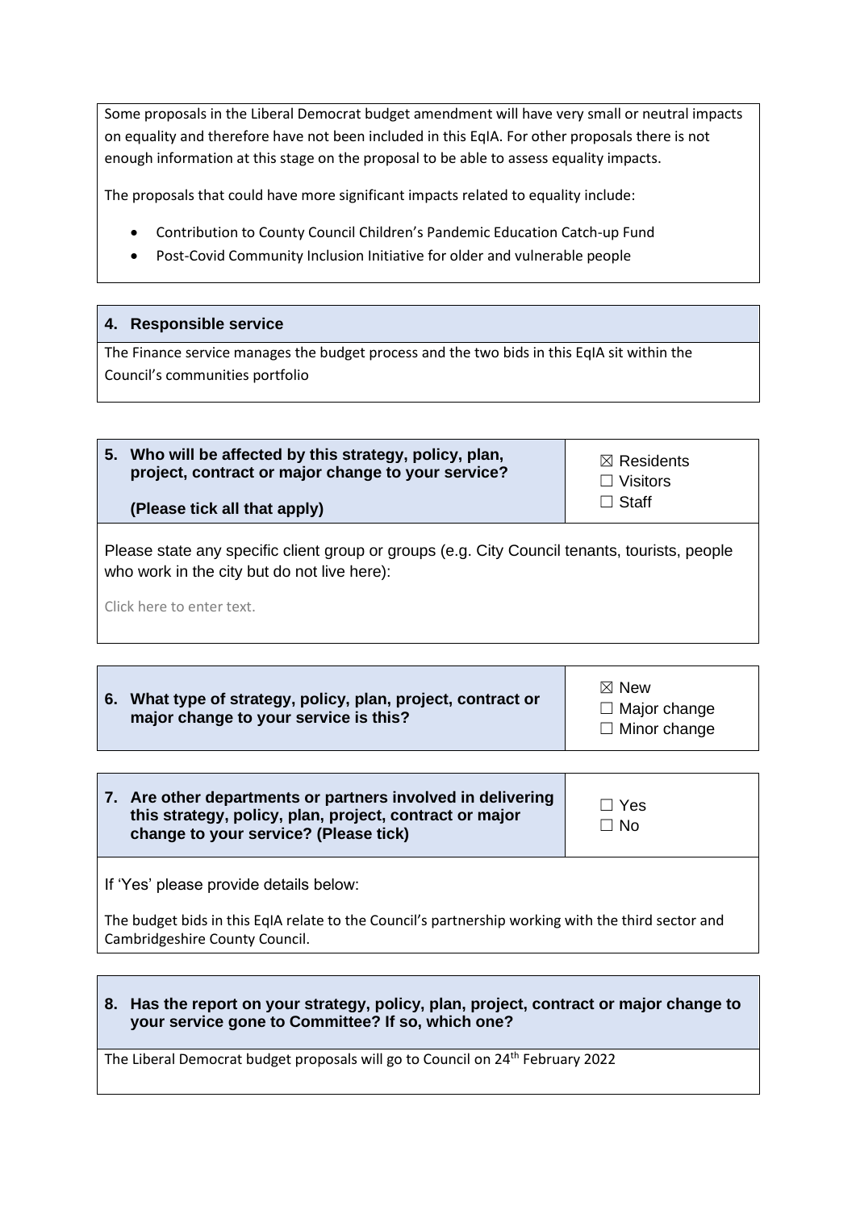Some proposals in the Liberal Democrat budget amendment will have very small or neutral impacts on equality and therefore have not been included in this EqIA. For other proposals there is not enough information at this stage on the proposal to be able to assess equality impacts.

The proposals that could have more significant impacts related to equality include:

- Contribution to County Council Children's Pandemic Education Catch-up Fund
- Post-Covid Community Inclusion Initiative for older and vulnerable people

### 4. Responsible service

The Finance service manages the budget process and the two bids in this EqIA sit within the Council's communities portfolio

### 5. Who will be affected by this strategy, policy, plan, project, contract or major change to your service?

**(Please tick all that apply)**

☒ Residents
☐ Visitors
☐ Staff

Please state any specific client group or groups (e.g. City Council tenants, tourists, people who work in the city but do not live here):

Click here to enter text.

### 6. What type of strategy, policy, plan, project, contract or major change to your service is this?

☒ New
☐ Major change
☐ Minor change

### 7. Are other departments or partners involved in delivering this strategy, policy, plan, project, contract or major change to your service? (Please tick)

☐ Yes
☐ No

If 'Yes' please provide details below:

The budget bids in this EqIA relate to the Council's partnership working with the third sector and Cambridgeshire County Council.

### 8. Has the report on your strategy, policy, plan, project, contract or major change to your service gone to Committee? If so, which one?

The Liberal Democrat budget proposals will go to Council on 24th February 2022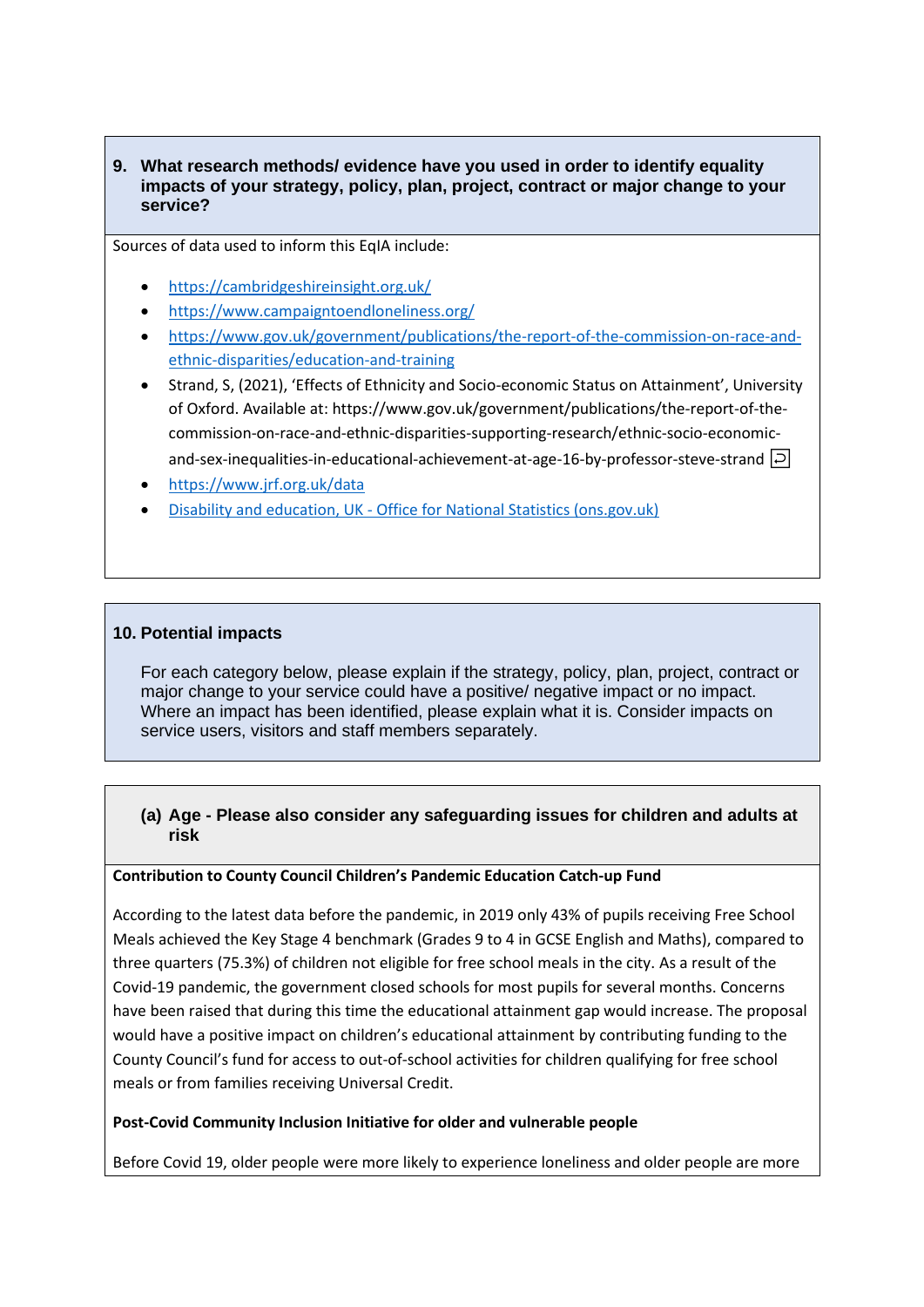## 9. What research methods/ evidence have you used in order to identify equality impacts of your strategy, policy, plan, project, contract or major change to your service?

Sources of data used to inform this EqIA include:

- https://cambridgeshireinsight.org.uk/
- https://www.campaigntoendloneliness.org/
- https://www.gov.uk/government/publications/the-report-of-the-commission-on-race-and-ethnic-disparities/education-and-training
- Strand, S, (2021), 'Effects of Ethnicity and Socio-economic Status on Attainment', University of Oxford. Available at: https://www.gov.uk/government/publications/the-report-of-the-commission-on-race-and-ethnic-disparities-supporting-research/ethnic-socio-economic-and-sex-inequalities-in-educational-achievement-at-age-16-by-professor-steve-strand
- https://www.jrf.org.uk/data
- Disability and education, UK - Office for National Statistics (ons.gov.uk)

## 10. Potential impacts

For each category below, please explain if the strategy, policy, plan, project, contract or major change to your service could have a positive/ negative impact or no impact. Where an impact has been identified, please explain what it is. Consider impacts on service users, visitors and staff members separately.

### (a) Age - Please also consider any safeguarding issues for children and adults at risk

**Contribution to County Council Children's Pandemic Education Catch-up Fund**

According to the latest data before the pandemic, in 2019 only 43% of pupils receiving Free School Meals achieved the Key Stage 4 benchmark (Grades 9 to 4 in GCSE English and Maths), compared to three quarters (75.3%) of children not eligible for free school meals in the city. As a result of the Covid-19 pandemic, the government closed schools for most pupils for several months. Concerns have been raised that during this time the educational attainment gap would increase. The proposal would have a positive impact on children's educational attainment by contributing funding to the County Council's fund for access to out-of-school activities for children qualifying for free school meals or from families receiving Universal Credit.

**Post-Covid Community Inclusion Initiative for older and vulnerable people**

Before Covid 19, older people were more likely to experience loneliness and older people are more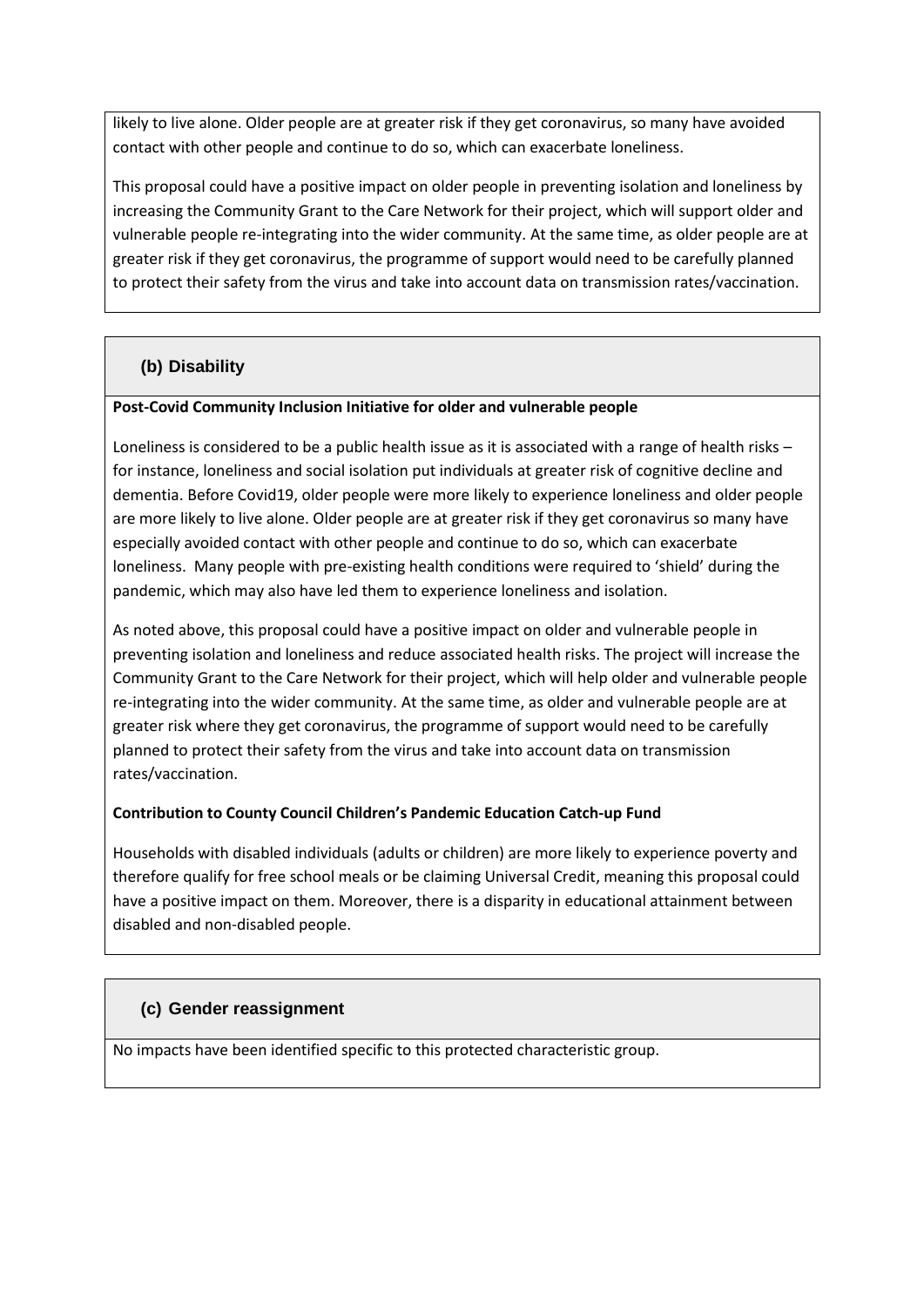likely to live alone. Older people are at greater risk if they get coronavirus, so many have avoided contact with other people and continue to do so, which can exacerbate loneliness.

This proposal could have a positive impact on older people in preventing isolation and loneliness by increasing the Community Grant to the Care Network for their project, which will support older and vulnerable people re-integrating into the wider community. At the same time, as older people are at greater risk if they get coronavirus, the programme of support would need to be carefully planned to protect their safety from the virus and take into account data on transmission rates/vaccination.

### (b) Disability

**Post-Covid Community Inclusion Initiative for older and vulnerable people**

Loneliness is considered to be a public health issue as it is associated with a range of health risks – for instance, loneliness and social isolation put individuals at greater risk of cognitive decline and dementia. Before Covid19, older people were more likely to experience loneliness and older people are more likely to live alone. Older people are at greater risk if they get coronavirus so many have especially avoided contact with other people and continue to do so, which can exacerbate loneliness. Many people with pre-existing health conditions were required to 'shield' during the pandemic, which may also have led them to experience loneliness and isolation.

As noted above, this proposal could have a positive impact on older and vulnerable people in preventing isolation and loneliness and reduce associated health risks. The project will increase the Community Grant to the Care Network for their project, which will help older and vulnerable people re-integrating into the wider community. At the same time, as older and vulnerable people are at greater risk where they get coronavirus, the programme of support would need to be carefully planned to protect their safety from the virus and take into account data on transmission rates/vaccination.

**Contribution to County Council Children's Pandemic Education Catch-up Fund**

Households with disabled individuals (adults or children) are more likely to experience poverty and therefore qualify for free school meals or be claiming Universal Credit, meaning this proposal could have a positive impact on them. Moreover, there is a disparity in educational attainment between disabled and non-disabled people.

### (c) Gender reassignment

No impacts have been identified specific to this protected characteristic group.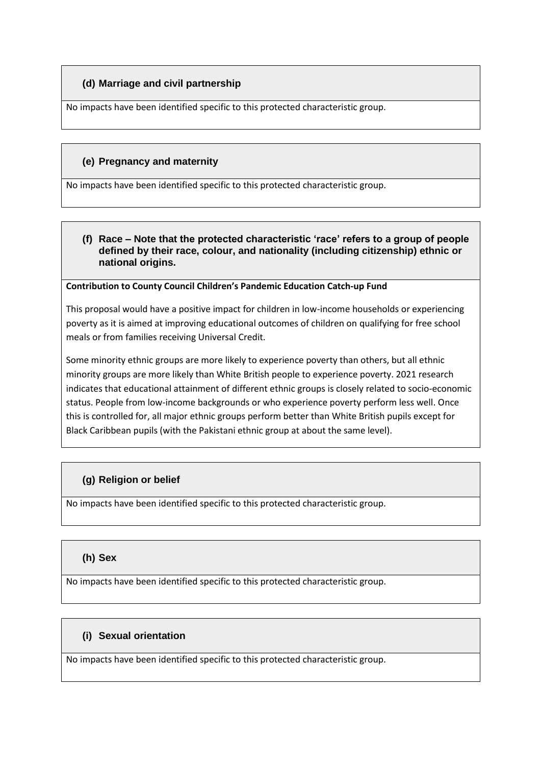### (d) Marriage and civil partnership

No impacts have been identified specific to this protected characteristic group.

### (e) Pregnancy and maternity

No impacts have been identified specific to this protected characteristic group.

### (f) Race – Note that the protected characteristic 'race' refers to a group of people defined by their race, colour, and nationality (including citizenship) ethnic or national origins.

**Contribution to County Council Children's Pandemic Education Catch-up Fund**

This proposal would have a positive impact for children in low-income households or experiencing poverty as it is aimed at improving educational outcomes of children on qualifying for free school meals or from families receiving Universal Credit.

Some minority ethnic groups are more likely to experience poverty than others, but all ethnic minority groups are more likely than White British people to experience poverty. 2021 research indicates that educational attainment of different ethnic groups is closely related to socio-economic status. People from low-income backgrounds or who experience poverty perform less well. Once this is controlled for, all major ethnic groups perform better than White British pupils except for Black Caribbean pupils (with the Pakistani ethnic group at about the same level).

### (g) Religion or belief

No impacts have been identified specific to this protected characteristic group.

### (h) Sex

No impacts have been identified specific to this protected characteristic group.

### (i) Sexual orientation

No impacts have been identified specific to this protected characteristic group.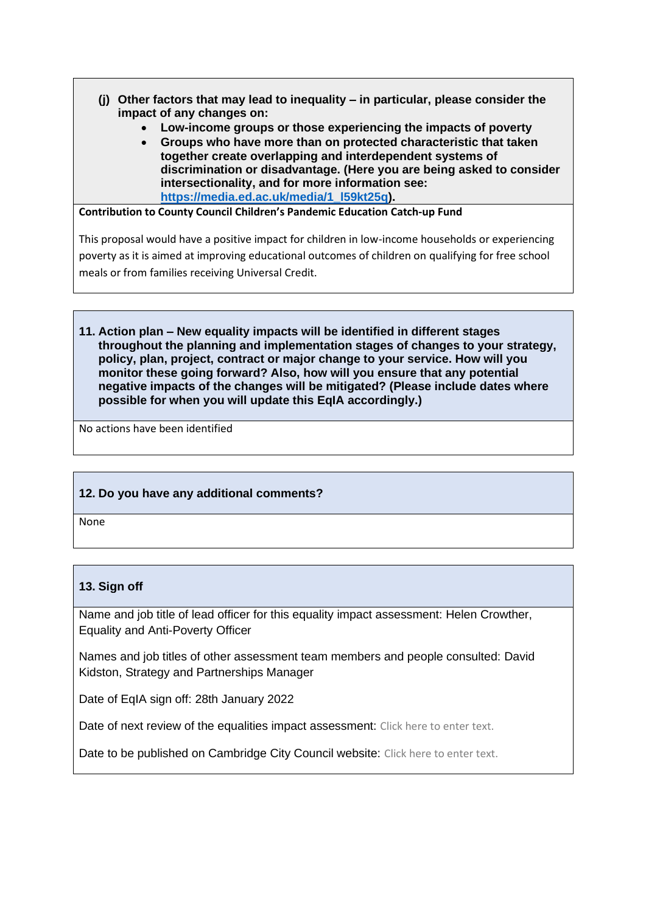**(j) Other factors that may lead to inequality – in particular, please consider the impact of any changes on:**

- **Low-income groups or those experiencing the impacts of poverty**
- **Groups who have more than on protected characteristic that taken together create overlapping and interdependent systems of discrimination or disadvantage. (Here you are being asked to consider intersectionality, and for more information see: [https://media.ed.ac.uk/media/1_l59kt25q](https://media.ed.ac.uk/media/1_l59kt25q)).**

**Contribution to County Council Children's Pandemic Education Catch-up Fund**

This proposal would have a positive impact for children in low-income households or experiencing poverty as it is aimed at improving educational outcomes of children on qualifying for free school meals or from families receiving Universal Credit.

**11. Action plan – New equality impacts will be identified in different stages throughout the planning and implementation stages of changes to your strategy, policy, plan, project, contract or major change to your service. How will you monitor these going forward? Also, how will you ensure that any potential negative impacts of the changes will be mitigated? (Please include dates where possible for when you will update this EqIA accordingly.)**

No actions have been identified

**12. Do you have any additional comments?**

None

**13. Sign off**

Name and job title of lead officer for this equality impact assessment: Helen Crowther, Equality and Anti-Poverty Officer

Names and job titles of other assessment team members and people consulted: David Kidston, Strategy and Partnerships Manager

Date of EqIA sign off: 28th January 2022

Date of next review of the equalities impact assessment: Click here to enter text.

Date to be published on Cambridge City Council website: Click here to enter text.